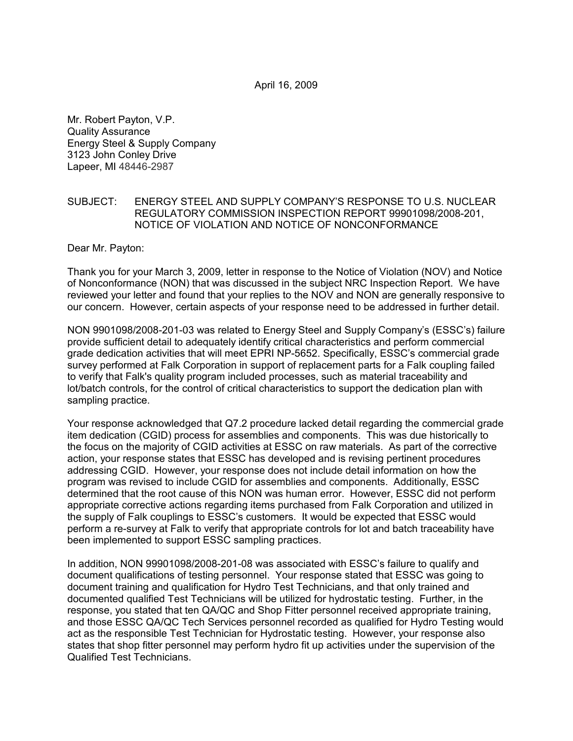April 16, 2009

Mr. Robert Payton, V.P.
Quality Assurance
Energy Steel & Supply Company
3123 John Conley Drive
Lapeer, MI 48446-2987

SUBJECT: ENERGY STEEL AND SUPPLY COMPANY'S RESPONSE TO U.S. NUCLEAR REGULATORY COMMISSION INSPECTION REPORT 99901098/2008-201, NOTICE OF VIOLATION AND NOTICE OF NONCONFORMANCE

Dear Mr. Payton:

Thank you for your March 3, 2009, letter in response to the Notice of Violation (NOV) and Notice of Nonconformance (NON) that was discussed in the subject NRC Inspection Report. We have reviewed your letter and found that your replies to the NOV and NON are generally responsive to our concern. However, certain aspects of your response need to be addressed in further detail.

NON 9901098/2008-201-03 was related to Energy Steel and Supply Company's (ESSC's) failure provide sufficient detail to adequately identify critical characteristics and perform commercial grade dedication activities that will meet EPRI NP-5652. Specifically, ESSC's commercial grade survey performed at Falk Corporation in support of replacement parts for a Falk coupling failed to verify that Falk's quality program included processes, such as material traceability and lot/batch controls, for the control of critical characteristics to support the dedication plan with sampling practice.

Your response acknowledged that Q7.2 procedure lacked detail regarding the commercial grade item dedication (CGID) process for assemblies and components. This was due historically to the focus on the majority of CGID activities at ESSC on raw materials. As part of the corrective action, your response states that ESSC has developed and is revising pertinent procedures addressing CGID. However, your response does not include detail information on how the program was revised to include CGID for assemblies and components. Additionally, ESSC determined that the root cause of this NON was human error. However, ESSC did not perform appropriate corrective actions regarding items purchased from Falk Corporation and utilized in the supply of Falk couplings to ESSC's customers. It would be expected that ESSC would perform a re-survey at Falk to verify that appropriate controls for lot and batch traceability have been implemented to support ESSC sampling practices.

In addition, NON 99901098/2008-201-08 was associated with ESSC's failure to qualify and document qualifications of testing personnel. Your response stated that ESSC was going to document training and qualification for Hydro Test Technicians, and that only trained and documented qualified Test Technicians will be utilized for hydrostatic testing. Further, in the response, you stated that ten QA/QC and Shop Fitter personnel received appropriate training, and those ESSC QA/QC Tech Services personnel recorded as qualified for Hydro Testing would act as the responsible Test Technician for Hydrostatic testing. However, your response also states that shop fitter personnel may perform hydro fit up activities under the supervision of the Qualified Test Technicians.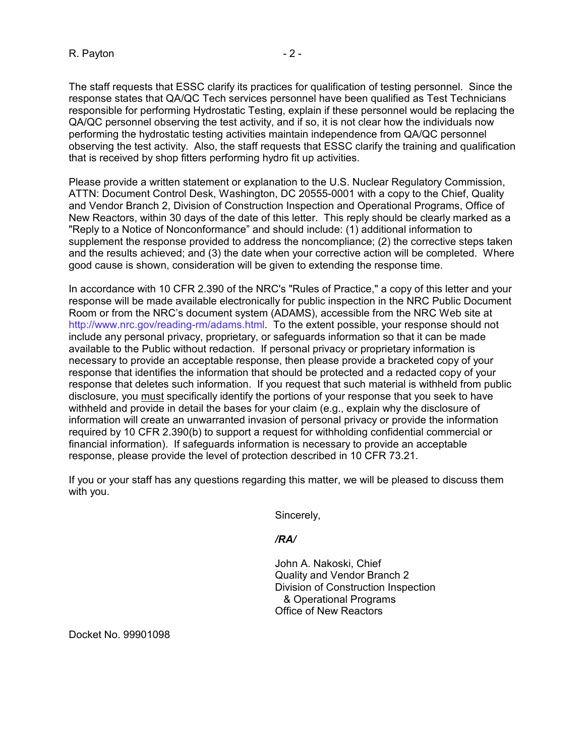The staff requests that ESSC clarify its practices for qualification of testing personnel. Since the response states that QA/QC Tech services personnel have been qualified as Test Technicians responsible for performing Hydrostatic Testing, explain if these personnel would be replacing the QA/QC personnel observing the test activity, and if so, it is not clear how the individuals now performing the hydrostatic testing activities maintain independence from QA/QC personnel observing the test activity. Also, the staff requests that ESSC clarify the training and qualification that is received by shop fitters performing hydro fit up activities.

Please provide a written statement or explanation to the U.S. Nuclear Regulatory Commission, ATTN: Document Control Desk, Washington, DC 20555-0001 with a copy to the Chief, Quality and Vendor Branch 2, Division of Construction Inspection and Operational Programs, Office of New Reactors, within 30 days of the date of this letter. This reply should be clearly marked as a "Reply to a Notice of Nonconformance" and should include: (1) additional information to supplement the response provided to address the noncompliance; (2) the corrective steps taken and the results achieved; and (3) the date when your corrective action will be completed. Where good cause is shown, consideration will be given to extending the response time.

In accordance with 10 CFR 2.390 of the NRC's "Rules of Practice," a copy of this letter and your response will be made available electronically for public inspection in the NRC Public Document Room or from the NRC's document system (ADAMS), accessible from the NRC Web site at http://www.nrc.gov/reading-rm/adams.html. To the extent possible, your response should not include any personal privacy, proprietary, or safeguards information so that it can be made available to the Public without redaction. If personal privacy or proprietary information is necessary to provide an acceptable response, then please provide a bracketed copy of your response that identifies the information that should be protected and a redacted copy of your response that deletes such information. If you request that such material is withheld from public disclosure, you <u>must</u> specifically identify the portions of your response that you seek to have withheld and provide in detail the bases for your claim (e.g., explain why the disclosure of information will create an unwarranted invasion of personal privacy or provide the information required by 10 CFR 2.390(b) to support a request for withholding confidential commercial or financial information). If safeguards information is necessary to provide an acceptable response, please provide the level of protection described in 10 CFR 73.21.

If you or your staff has any questions regarding this matter, we will be pleased to discuss them with you.

Sincerely,

*/RA/*

John A. Nakoski, Chief
Quality and Vendor Branch 2
Division of Construction Inspection
& Operational Programs
Office of New Reactors

Docket No. 99901098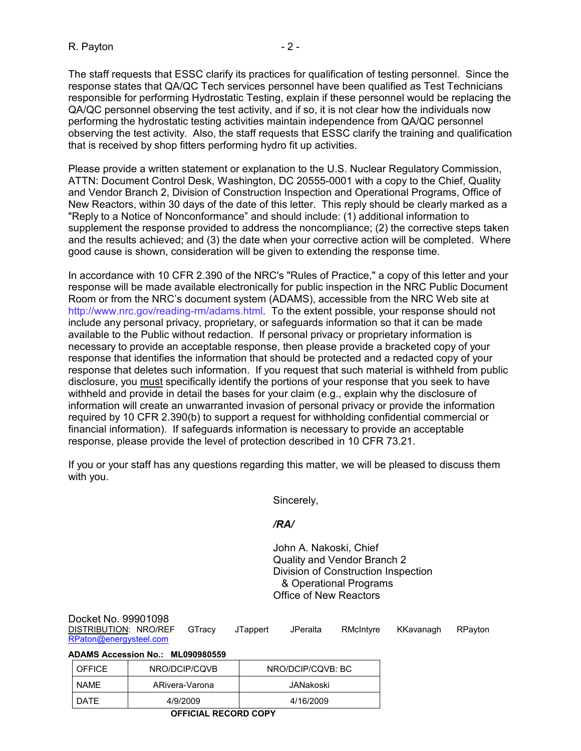The staff requests that ESSC clarify its practices for qualification of testing personnel. Since the response states that QA/QC Tech services personnel have been qualified as Test Technicians responsible for performing Hydrostatic Testing, explain if these personnel would be replacing the QA/QC personnel observing the test activity, and if so, it is not clear how the individuals now performing the hydrostatic testing activities maintain independence from QA/QC personnel observing the test activity. Also, the staff requests that ESSC clarify the training and qualification that is received by shop fitters performing hydro fit up activities.

Please provide a written statement or explanation to the U.S. Nuclear Regulatory Commission, ATTN: Document Control Desk, Washington, DC 20555-0001 with a copy to the Chief, Quality and Vendor Branch 2, Division of Construction Inspection and Operational Programs, Office of New Reactors, within 30 days of the date of this letter. This reply should be clearly marked as a "Reply to a Notice of Nonconformance" and should include: (1) additional information to supplement the response provided to address the noncompliance; (2) the corrective steps taken and the results achieved; and (3) the date when your corrective action will be completed. Where good cause is shown, consideration will be given to extending the response time.

In accordance with 10 CFR 2.390 of the NRC's "Rules of Practice," a copy of this letter and your response will be made available electronically for public inspection in the NRC Public Document Room or from the NRC's document system (ADAMS), accessible from the NRC Web site at http://www.nrc.gov/reading-rm/adams.html. To the extent possible, your response should not include any personal privacy, proprietary, or safeguards information so that it can be made available to the Public without redaction. If personal privacy or proprietary information is necessary to provide an acceptable response, then please provide a bracketed copy of your response that identifies the information that should be protected and a redacted copy of your response that deletes such information. If you request that such material is withheld from public disclosure, you must specifically identify the portions of your response that you seek to have withheld and provide in detail the bases for your claim (e.g., explain why the disclosure of information will create an unwarranted invasion of personal privacy or provide the information required by 10 CFR 2.390(b) to support a request for withholding confidential commercial or financial information). If safeguards information is necessary to provide an acceptable response, please provide the level of protection described in 10 CFR 73.21.

If you or your staff has any questions regarding this matter, we will be pleased to discuss them with you.

Sincerely,

*/RA/*

John A. Nakoski, Chief
Quality and Vendor Branch 2
Division of Construction Inspection
& Operational Programs
Office of New Reactors

Docket No. 99901098

DISTRIBUTION: NRO/REF GTracy JTappert JPeralta RMcIntyre KKavanagh RPayton RPaton@energysteel.com

**ADAMS Accession No.: ML090980559**

| | | |
|---|---|---|
| OFFICE | NRO/DCIP/CQVB | NRO/DCIP/CQVB: BC |
| NAME | ARivera-Varona | JANakoski |
| DATE | 4/9/2009 | 4/16/2009 |

**OFFICIAL RECORD COPY**